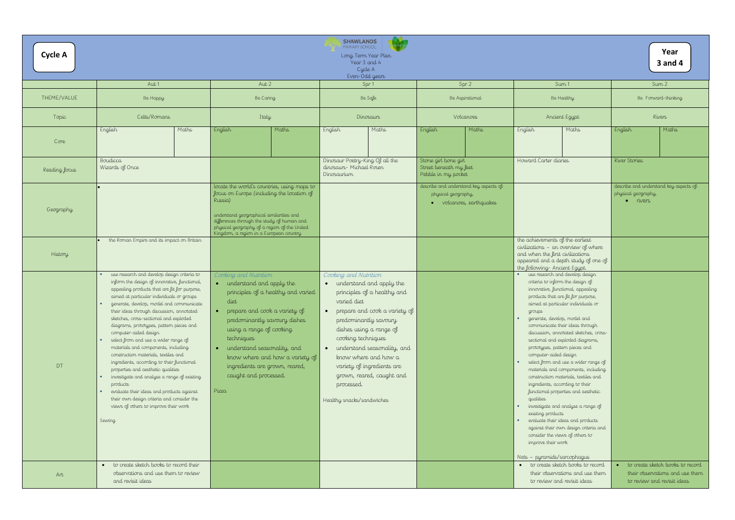**Cycle A**

SHAWLANDS PRIMARY SCHOOL

Long Term Year Plan
Year 3 and 4
Cycle A
Even-Odd years

**Year 3 and 4**

| | Aut 1 | | Aut 2 | | Spr 1 | | Spr 2 | | Sum 1 | | Sum 2 | |
|---|---|---|---|---|---|---|---|---|---|---|---|---|
| THEME/VALUE | Be Happy | | Be Caring | | Be Safe | | Be Aspirational | | Be Healthy | | Be Forward-thinking | |
| Topic | Celts/Romans | | Italy | | Dinosaurs | | Volcanoes | | Ancient Egypt | | Rivers | |
| Core | English | Maths | English | Maths | English | Maths | English | Maths | English | Maths | English | Maths |
| Reading focus | Boudicca<br>Wizards of Once | | | | Dinosaur Poetry-King Of all the dinosaurs- Michael Rosen<br>Dinosaurium | | Stone girl bone girl<br>Street beneath my feet<br>Pebble in my pocket | | Howard Carter diaries | | River Stories | |
| Geography | • | | locate the world's countries, using maps to focus on Europe (including the location of Russia)<br><br>understand geographical similarities and differences through the study of human and physical geography of a region of the United Kingdom, a region in a European country | | | | describe and understand key aspects of: physical geography,<br>• volcanoes, earthquakes | | | | describe and understand key aspects of: physical geography,<br>• rivers | |
| History | • the Roman Empire and its impact on Britain | | | | | | | | the achievements of the earliest civilizations – an overview of where and when the first civilizations appeared and a depth study of one of the following- Ancient Egypt. | | | |
| DT | ▪ use research and develop design criteria to inform the design of innovative, functional, appealing products that are fit for purpose, aimed at particular individuals or groups<br>▪ generate, develop, model and communicate their ideas through discussion, annotated sketches, cross-sectional and exploded diagrams, prototypes, pattern pieces and computer-aided design<br>▪ select from and use a wider range of materials and components, including construction materials, textiles and ingredients, according to their functional properties and aesthetic qualities<br>▪ investigate and analyse a range of existing products<br>▪ evaluate their ideas and products against their own design criteria and consider the views of others to improve their work<br><br>Sewing | | *Cooking and Nutrition*<br>• understand and apply the principles of a healthy and varied diet<br>• prepare and cook a variety of predominantly savoury dishes using a range of cooking techniques<br>• understand seasonality, and know where and how a variety of ingredients are grown, reared, caught and processed.<br><br>Pizza | | *Cooking and Nutrition*<br>• understand and apply the principles of a healthy and varied diet<br>• prepare and cook a variety of predominantly savoury dishes using a range of cooking techniques<br>• understand seasonality, and know where and how a variety of ingredients are grown, reared, caught and processed.<br><br>Healthy snacks/sandwiches | | | | ▪ use research and develop design criteria to inform the design of innovative, functional, appealing products that are fit for purpose, aimed at particular individuals or groups<br>▪ generate, develop, model and communicate their ideas through discussion, annotated sketches, cross-sectional and exploded diagrams, prototypes, pattern pieces and computer-aided design<br>▪ select from and use a wider range of materials and components, including construction materials, textiles and ingredients, according to their functional properties and aesthetic qualities<br>▪ investigate and analyse a range of existing products<br>▪ evaluate their ideas and products against their own design criteria and consider the views of others to improve their work<br><br>Nets – pyramids/sarcophagus | | | |
| Art | • to create sketch books to record their observations and use them to review and revisit ideas | | | | | | | | • to create sketch books to record their observations and use them to review and revisit ideas | | • to create sketch books to record their observations and use them to review and revisit ideas | |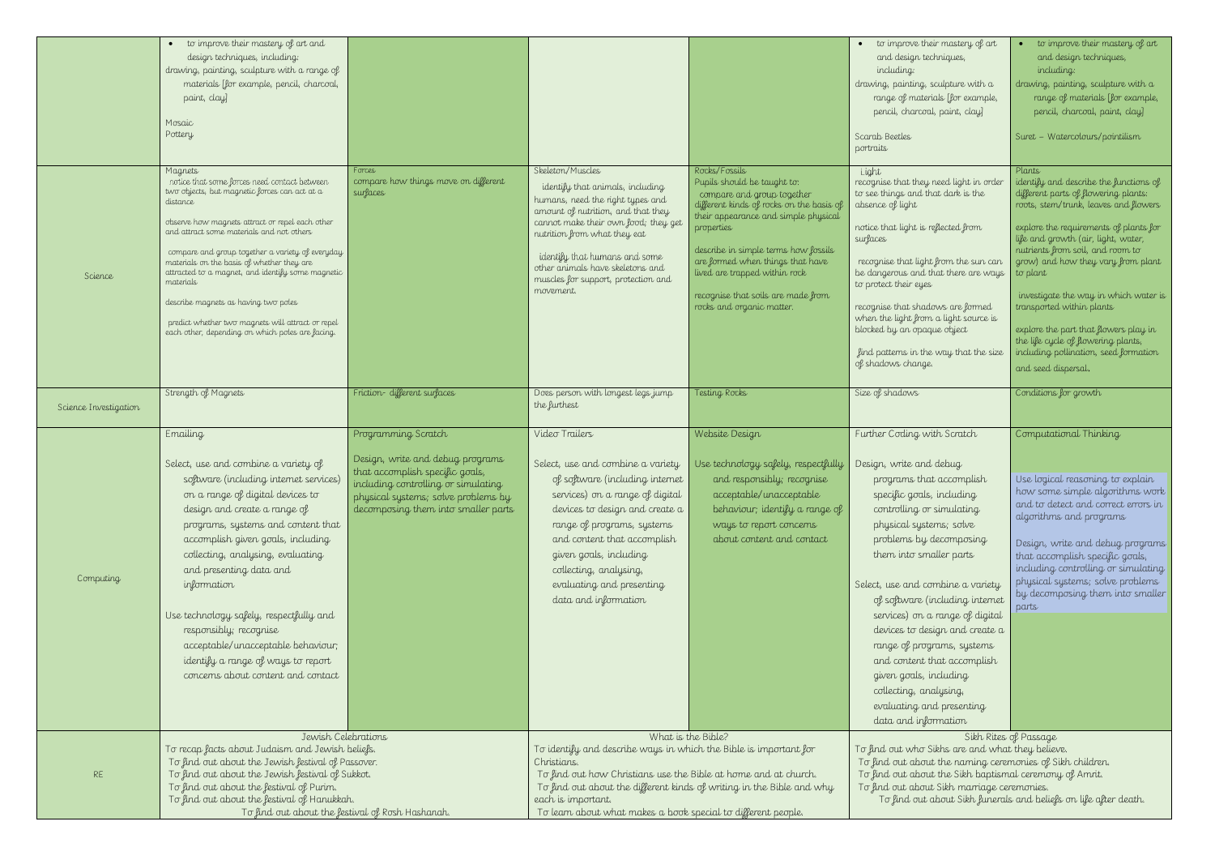| | | | | | | |
|---|---|---|---|---|---|---|
| | • to improve their mastery of art and design techniques, including: drawing, painting, sculpture with a range of materials [for example, pencil, charcoal, paint, clay]<br><br>Mosaic<br>Pottery | | | | • to improve their mastery of art and design techniques, including: drawing, painting, sculpture with a range of materials [for example, pencil, charcoal, paint, clay]<br><br>Scarab Beetles<br>portraits | • to improve their mastery of art and design techniques, including: drawing, painting, sculpture with a range of materials [for example, pencil, charcoal, paint, clay]<br><br>Suret – Watercolours/pointilism |
| Science | Magnets<br>notice that some forces need contact between two objects, but magnetic forces can act at a distance<br><br>observe how magnets attract or repel each other and attract some materials and not others<br><br>compare and group together a variety of everyday materials on the basis of whether they are attracted to a magnet, and identify some magnetic materials<br><br>describe magnets as having two poles<br><br>predict whether two magnets will attract or repel each other, depending on which poles are facing. | Forces<br>compare how things move on different surfaces | Skeleton/Muscles<br>identify that animals, including humans, need the right types and amount of nutrition, and that they cannot make their own food; they get nutrition from what they eat<br><br>identify that humans and some other animals have skeletons and muscles for support, protection and movement. | Rocks/Fossils<br>Pupils should be taught to:<br>compare and group together different kinds of rocks on the basis of their appearance and simple physical properties<br><br>describe in simple terms how fossils are formed when things that have lived are trapped within rock<br><br>recognise that soils are made from rocks and organic matter. | Light<br>recognise that they need light in order to see things and that dark is the absence of light<br><br>notice that light is reflected from surfaces<br><br>recognise that light from the sun can be dangerous and that there are ways to protect their eyes<br><br>recognise that shadows are formed when the light from a light source is blocked by an opaque object<br><br>find patterns in the way that the size of shadows change. | Plants<br>identify and describe the functions of different parts of flowering plants: roots, stem/trunk, leaves and flowers<br><br>explore the requirements of plants for life and growth (air, light, water, nutrients from soil, and room to grow) and how they vary from plant to plant<br><br>investigate the way in which water is transported within plants<br><br>explore the part that flowers play in the life cycle of flowering plants, including pollination, seed formation and seed dispersal. |
| Science Investigation | Strength of Magnets | Friction- different surfaces | Does person with longest legs jump the furthest | Testing Rocks | Size of shadows | Conditions for growth |
| Computing | Emailing<br><br>Select, use and combine a variety of software (including internet services) on a range of digital devices to design and create a range of programs, systems and content that accomplish given goals, including collecting, analysing, evaluating and presenting data and information<br><br>Use technology safely, respectfully and responsibly; recognise acceptable/unacceptable behaviour; identify a range of ways to report concerns about content and contact | Programming Scratch<br><br>Design, write and debug programs that accomplish specific goals, including controlling or simulating physical systems; solve problems by decomposing them into smaller parts | Video Trailers<br><br>Select, use and combine a variety of software (including internet services) on a range of digital devices to design and create a range of programs, systems and content that accomplish given goals, including collecting, analysing, evaluating and presenting data and information | Website Design<br><br>Use technology safely, respectfully and responsibly; recognise acceptable/unacceptable behaviour; identify a range of ways to report concerns about content and contact | Further Coding with Scratch<br><br>Design, write and debug programs that accomplish specific goals, including controlling or simulating physical systems; solve problems by decomposing them into smaller parts<br><br>Select, use and combine a variety of software (including internet services) on a range of digital devices to design and create a range of programs, systems and content that accomplish given goals, including collecting, analysing, evaluating and presenting data and information | Computational Thinking<br><br>Use logical reasoning to explain how some simple algorithms work and to detect and correct errors in algorithms and programs<br><br>Design, write and debug programs that accomplish specific goals, including controlling or simulating physical systems; solve problems by decomposing them into smaller parts |
| RE | Jewish Celebrations<br>To recap facts about Judaism and Jewish beliefs.<br>To find out about the Jewish festival of Passover.<br>To find out about the Jewish festival of Sukkot.<br>To find out about the festival of Purim.<br>To find out about the festival of Hanukkah.<br>To find out about the festival of Rosh Hashanah. | | What is the Bible?<br>To identify and describe ways in which the Bible is important for Christians.<br>To find out how Christians use the Bible at home and at church.<br>To find out about the different kinds of writing in the Bible and why each is important.<br>To learn about what makes a book special to different people. | | Sikh Rites of Passage<br>To find out who Sikhs are and what they believe.<br>To find out about the naming ceremonies of Sikh children.<br>To find out about the Sikh baptismal ceremony of Amrit.<br>To find out about Sikh marriage ceremonies.<br>To find out about Sikh funerals and beliefs on life after death. | |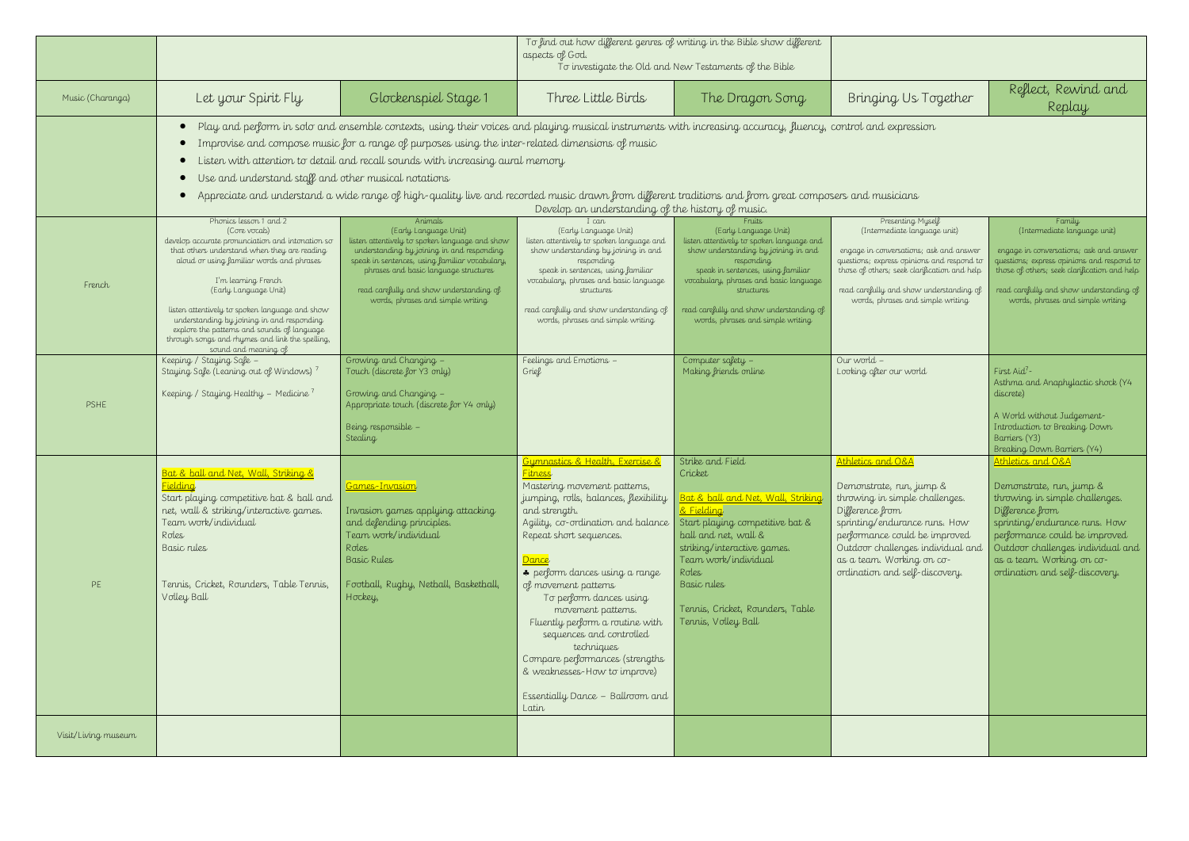| | | | | | | |
|---|---|---|---|---|---|---|
| | | | To find out how different genres of writing in the Bible show different aspects of God. To investigate the Old and New Testaments of the Bible | | | |
| Music (Charanga) | Let your Spirit Fly | Glockenspiel Stage 1 | Three Little Birds | The Dragon Song | Bringing Us Together | Reflect, Rewind and Replay |
| | • Play and perform in solo and ensemble contexts, using their voices and playing musical instruments with increasing accuracy, fluency, control and expression<br>• Improvise and compose music for a range of purposes using the inter-related dimensions of music<br>• Listen with attention to detail and recall sounds with increasing aural memory<br>• Use and understand staff and other musical notations<br>• Appreciate and understand a wide range of high-quality live and recorded music drawn from different traditions and from great composers and musicians<br>Develop an understanding of the history of music. | | | | | |
| French | Phonics lesson 1 and 2<br>(Core vocab)<br>develop accurate pronunciation and intonation so that others understand when they are reading aloud or using familiar words and phrases<br><br>I'm learning French<br>(Early Language Unit)<br><br>listen attentively to spoken language and show understanding by joining in and responding explore the patterns and sounds of language through songs and rhymes and link the spelling, sound and meaning of | Animals<br>(Early Language Unit)<br>listen attentively to spoken language and show understanding by joining in and responding speak in sentences, using familiar vocabulary, phrases and basic language structures<br><br>read carefully and show understanding of words, phrases and simple writing | I can<br>(Early Language Unit)<br>listen attentively to spoken language and show understanding by joining in and responding<br>speak in sentences, using familiar vocabulary, phrases and basic language structures<br><br>read carefully and show understanding of words, phrases and simple writing | Fruits<br>(Early Language Unit)<br>listen attentively to spoken language and show understanding by joining in and responding<br>speak in sentences, using familiar vocabulary, phrases and basic language structures<br><br>read carefully and show understanding of words, phrases and simple writing | Presenting Myself<br>(Intermediate language unit)<br><br>engage in conversations; ask and answer questions; express opinions and respond to those of others; seek clarification and help<br><br>read carefully and show understanding of words, phrases and simple writing | Family<br>(Intermediate language unit)<br><br>engage in conversations; ask and answer questions; express opinions and respond to those of others; seek clarification and help<br><br>read carefully and show understanding of words, phrases and simple writing |
| PSHE | Keeping / Staying Safe –<br>Staying Safe (Leaning out of Windows) [7]<br><br>Keeping / Staying Healthy – Medicine [7] | Growing and Changing –<br>Touch (discrete for Y3 only)<br><br>Growing and Changing –<br>Appropriate touch (discrete for Y4 only)<br><br>Being responsible –<br>Stealing | Feelings and Emotions –<br>Grief | Computer safety –<br>Making friends online | Our world –<br>Looking after our world | First Aid[7]-<br>Asthma and Anaphylactic shock (Y4 discrete)<br><br>A World without Judgement-<br>Introduction to Breaking Down Barriers (Y3)<br>Breaking Down Barriers (Y4) |
| PE | Bat & ball and Net, Wall, Striking & Fielding<br>Start playing competitive bat & ball and net, wall & striking/interactive games.<br>Team work/individual<br>Roles<br>Basic rules<br><br>Tennis, Cricket, Rounders, Table Tennis, Volley Ball | Games-Invasion<br><br>Invasion games applying attacking and defending principles.<br>Team work/individual<br>Roles<br>Basic Rules<br><br>Football, Rugby, Netball, Basketball, Hockey, | Gymnastics & Health, Exercise & Fitness<br>Mastering movement patterns, jumping, rolls, balances, flexibility and strength.<br>Agility, co-ordination and balance<br>Repeat short sequences.<br><br>Dance<br>♣ perform dances using a range of movement patterns<br>To perform dances using movement patterns.<br>Fluently perform a routine with sequences and controlled techniques<br>Compare performances (strengths & weaknesses-How to improve)<br><br>Essentially Dance – Ballroom and Latin | Strike and Field<br>Cricket<br><br>Bat & ball and Net, Wall, Striking & Fielding<br>Start playing competitive bat & ball and net, wall & striking/interactive games.<br>Team work/individual<br>Roles<br>Basic rules<br><br>Tennis, Cricket, Rounders, Table Tennis, Volley Ball | Athletics and O&A<br><br>Demonstrate, run, jump & throwing in simple challenges.<br>Difference from sprinting/endurance runs. How performance could be improved<br>Outdoor challenges individual and as a team. Working on co-ordination and self-discovery. | Athletics and O&A<br><br>Demonstrate, run, jump & throwing in simple challenges.<br>Difference from sprinting/endurance runs. How performance could be improved<br>Outdoor challenges individual and as a team. Working on co-ordination and self-discovery. |
| Visit/Living museum | | | | | | |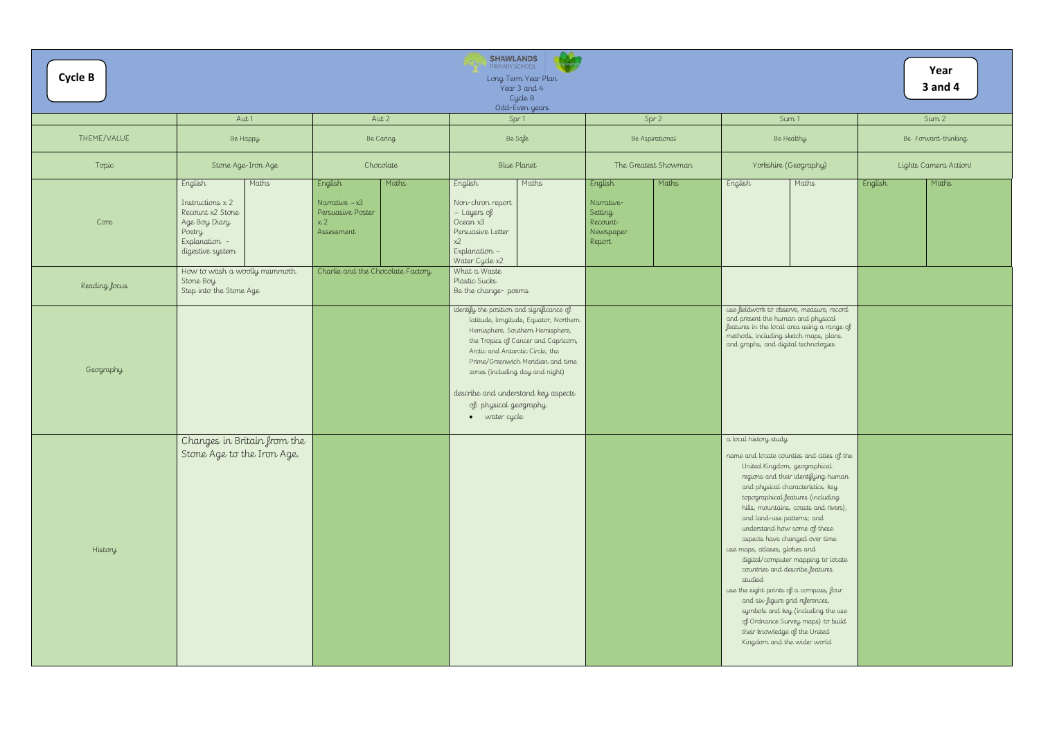**Cycle B**

**SHAWLANDS PRIMARY SCHOOL**

Long Term Year Plan
Year 3 and 4
Cycle B
Odd-Even years

**Year 3 and 4**

| | Aut 1 | | Aut 2 | | Spr 1 | | Spr 2 | | Sum 1 | | Sum 2 | |
|---|---|---|---|---|---|---|---|---|---|---|---|---|
| THEME/VALUE | Be Happy | | Be Caring | | Be Safe | | Be Aspirational | | Be Healthy | | Be Forward-thinking | |
| Topic | Stone Age-Iron Age | | Chocolate | | Blue Planet | | The Greatest Showman | | Yorkshire (Geography) | | Lights Camera Action! | |
| Core | English<br><br>Instructions x 2<br>Recount x2 Stone Age Boy Diary<br>Poetry<br>Explanation - digestive system | Maths | English<br><br>Narrative – x3<br>Persuasive Poster x 2<br>Assessment | Maths | English<br><br>Non-chron report – Layers of Ocean x3<br>Persuasive Letter x2<br>Explanation – Water Cycle x2 | Maths | English<br><br>Narrative-Setting<br>Recount-Newspaper Report | Maths | English | Maths | English | Maths |
| Reading focus | How to wash a woolly mammoth<br>Stone Boy<br>Step into the Stone Age | | Charlie and the Chocolate Factory | | What a Waste<br>Plastic Sucks<br>Be the change- poems | | | | | | | |
| Geography | | | | | identify the position and significance of latitude, longitude, Equator, Northern Hemisphere, Southern Hemisphere, the Tropics of Cancer and Capricorn, Arctic and Antarctic Circle, the Prime/Greenwich Meridian and time zones (including day and night)<br><br>describe and understand key aspects of: physical geography<br>• water cycle | | | | use fieldwork to observe, measure, record and present the human and physical features in the local area using a range of methods, including sketch maps, plans and graphs, and digital technologies | | | |
| History | Changes in Britain from the Stone Age to the Iron Age. | | | | | | | | a local history study<br><br>name and locate counties and cities of the United Kingdom, geographical regions and their identifying human and physical characteristics, key topographical features (including hills, mountains, coasts and rivers), and land-use patterns; and understand how some of these aspects have changed over time<br>use maps, atlases, globes and digital/computer mapping to locate countries and describe features studied<br>use the eight points of a compass, four and six-figure grid references, symbols and key (including the use of Ordnance Survey maps) to build their knowledge of the United Kingdom and the wider world | | | |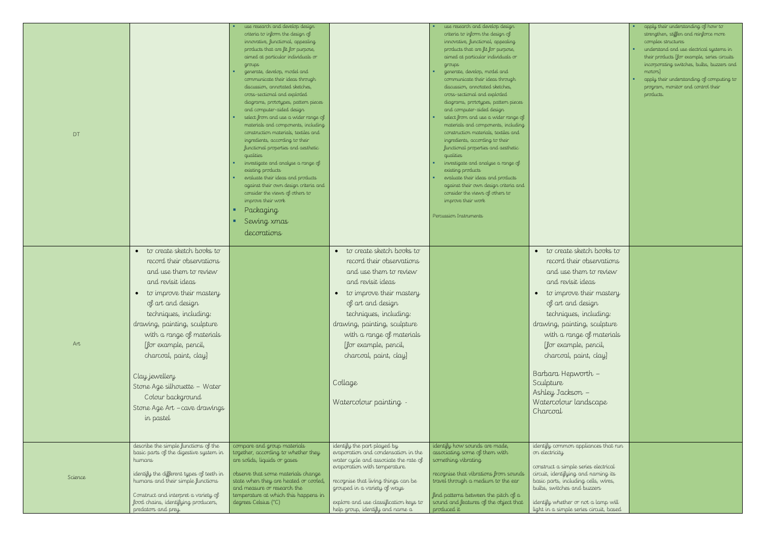| | | | | | | |
|---|---|---|---|---|---|---|
| DT | | ▪ use research and develop design criteria to inform the design of innovative, functional, appealing products that are fit for purpose, aimed at particular individuals or groups<br>▪ generate, develop, model and communicate their ideas through discussion, annotated sketches, cross-sectional and exploded diagrams, prototypes, pattern pieces and computer-aided design<br>▪ select from and use a wider range of materials and components, including construction materials, textiles and ingredients, according to their functional properties and aesthetic qualities<br>▪ investigate and analyse a range of existing products<br>▪ evaluate their ideas and products against their own design criteria and consider the views of others to improve their work<br>▪ Packaging<br>▪ Sewing xmas decorations | | ▪ use research and develop design criteria to inform the design of innovative, functional, appealing products that are fit for purpose, aimed at particular individuals or groups<br>▪ generate, develop, model and communicate their ideas through discussion, annotated sketches, cross-sectional and exploded diagrams, prototypes, pattern pieces and computer-aided design<br>▪ select from and use a wider range of materials and components, including construction materials, textiles and ingredients, according to their functional properties and aesthetic qualities<br>▪ investigate and analyse a range of existing products<br>▪ evaluate their ideas and products against their own design criteria and consider the views of others to improve their work<br><br>Percussion Instruments | | ▪ apply their understanding of how to strengthen, stiffen and reinforce more complex structures<br>▪ understand and use electrical systems in their products [for example, series circuits incorporating switches, bulbs, buzzers and motors]<br>▪ apply their understanding of computing to program, monitor and control their products. |
| Art | • to create sketch books to record their observations and use them to review and revisit ideas<br>• to improve their mastery of art and design techniques, including: drawing, painting, sculpture with a range of materials [for example, pencil, charcoal, paint, clay]<br><br>Clay jewellery<br>Stone Age silhouette – Water Colour background<br>Stone Age Art – cave drawings in pastel | | • to create sketch books to record their observations and use them to review and revisit ideas<br>• to improve their mastery of art and design techniques, including: drawing, painting, sculpture with a range of materials [for example, pencil, charcoal, paint, clay]<br><br>Collage<br><br>Watercolour painting - | | • to create sketch books to record their observations and use them to review and revisit ideas<br>• to improve their mastery of art and design techniques, including: drawing, painting, sculpture with a range of materials [for example, pencil, charcoal, paint, clay]<br><br>Barbara Hepworth – Sculpture<br>Ashley Jackson – Watercolour landscape<br>Charcoal | |
| Science | describe the simple functions of the basic parts of the digestive system in humans<br><br>identify the different types of teeth in humans and their simple functions<br><br>Construct and interpret a variety of food chains, identifying producers, predators and prey. | compare and group materials together, according to whether they are solids, liquids or gases<br><br>observe that some materials change state when they are heated or cooled, and measure or research the temperature at which this happens in degrees Celsius (°C) | identify the part played by evaporation and condensation in the water cycle and associate the rate of evaporation with temperature.<br><br>recognise that living things can be grouped in a variety of ways<br><br>explore and use classification keys to help group, identify and name a | identify how sounds are made, associating some of them with something vibrating<br><br>recognise that vibrations from sounds travel through a medium to the ear<br><br>find patterns between the pitch of a sound and features of the object that produced it | identify common appliances that run on electricity<br><br>construct a simple series electrical circuit, identifying and naming its basic parts, including cells, wires, bulbs, switches and buzzers<br><br>identify whether or not a lamp will light in a simple series circuit, based | |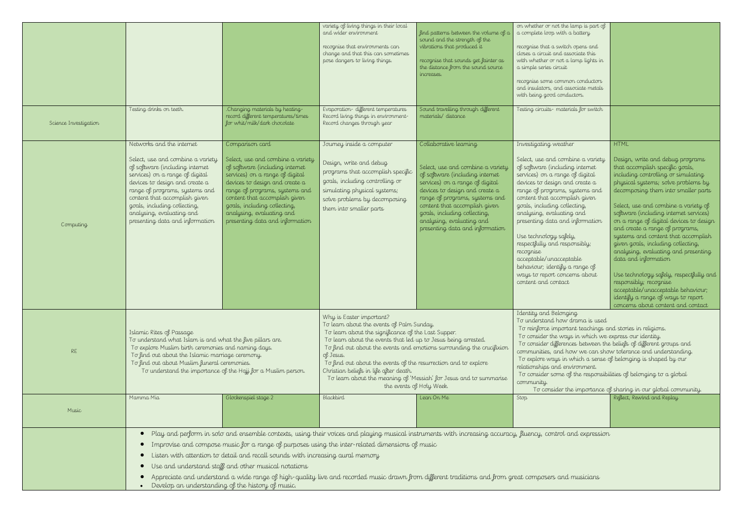| | | | | | | |
|---|---|---|---|---|---|---|
| | | | variety of living things in their local and wider environment<br><br>recognise that environments can change and that this can sometimes pose dangers to living things. | find patterns between the volume of a sound and the strength of the vibrations that produced it<br><br>recognise that sounds get fainter as the distance from the sound source increases. | on whether or not the lamp is part of a complete loop with a battery<br><br>recognise that a switch opens and closes a circuit and associate this with whether or not a lamp lights in a simple series circuit<br><br>recognise some common conductors and insulators, and associate metals with being good conductors. | |
| Science Investigation | Testing drinks on teeth. | Changing materials by heating- record different temperatures/times for whit/milk/dark chocolate | Evaporation- different temperatures Record living things in environment- Record changes through year | Sound travelling through different materials/ distance | Testing circuits- materials for switch | |
| Computing | Networks and the internet<br><br>Select, use and combine a variety of software (including internet services) on a range of digital devices to design and create a range of programs, systems and content that accomplish given goals, including collecting, analysing, evaluating and presenting data and information | Comparison card<br><br>Select, use and combine a variety of software (including internet services) on a range of digital devices to design and create a range of programs, systems and content that accomplish given goals, including collecting, analysing, evaluating and presenting data and information | Journey inside a computer<br><br>Design, write and debug programs that accomplish specific goals, including controlling or simulating physical systems; solve problems by decomposing them into smaller parts | Collaborative learning<br><br>Select, use and combine a variety of software (including internet services) on a range of digital devices to design and create a range of programs, systems and content that accomplish given goals, including collecting, analysing, evaluating and presenting data and information | Investigating weather<br><br>Select, use and combine a variety of software (including internet services) on a range of digital devices to design and create a range of programs, systems and content that accomplish given goals, including collecting, analysing, evaluating and presenting data and information<br><br>Use technology safely, respectfully and responsibly; recognise acceptable/unacceptable behaviour; identify a range of ways to report concerns about content and contact | HTML<br><br>Design, write and debug programs that accomplish specific goals, including controlling or simulating physical systems; solve problems by decomposing them into smaller parts<br><br>Select, use and combine a variety of software (including internet services) on a range of digital devices to design and create a range of programs, systems and content that accomplish given goals, including collecting, analysing, evaluating and presenting data and information<br><br>Use technology safely, respectfully and responsibly; recognise acceptable/unacceptable behaviour; identify a range of ways to report concerns about content and contact |
| RE | Islamic Rites of Passage<br>To understand what Islam is and what the five pillars are.<br>To explore Muslim birth ceremonies and naming days.<br>To find out about the Islamic marriage ceremony.<br>To find out about Muslim funeral ceremonies.<br>To understand the importance of the Hajj for a Muslim person. | | Why is Easter important?<br>To learn about the events of Palm Sunday.<br>To learn about the significance of the Last Supper.<br>To learn about the events that led up to Jesus being arrested.<br>To find out about the events and emotions surrounding the crucifixion of Jesus.<br>To find out about the events of the resurrection and to explore Christian beliefs in life after death.<br>To learn about the meaning of 'Messiah' for Jesus and to summarise the events of Holy Week. | | Identity and Belonging<br>To understand how drama is used<br>To reinforce important teachings and stories in religions.<br>To consider the ways in which we express our identity.<br>To consider differences between the beliefs of different groups and communities, and how we can show tolerance and understanding.<br>To explore ways in which a sense of belonging is shaped by our relationships and environment.<br>To consider some of the responsibilities of belonging to a global community.<br>To consider the importance of sharing in our global community. | |
| Music | Mamma Mia | Glockenspiel stage 2 | Blackbird | Lean On Me | Stop | Reflect, Rewind and Replay |
| | • Play and perform in solo and ensemble contexts, using their voices and playing musical instruments with increasing accuracy, fluency, control and expression<br>• Improvise and compose music for a range of purposes using the inter-related dimensions of music<br>• Listen with attention to detail and recall sounds with increasing aural memory<br>• Use and understand staff and other musical notations<br>• Appreciate and understand a wide range of high-quality live and recorded music drawn from different traditions and from great composers and musicians<br>• Develop an understanding of the history of music. | | | | | |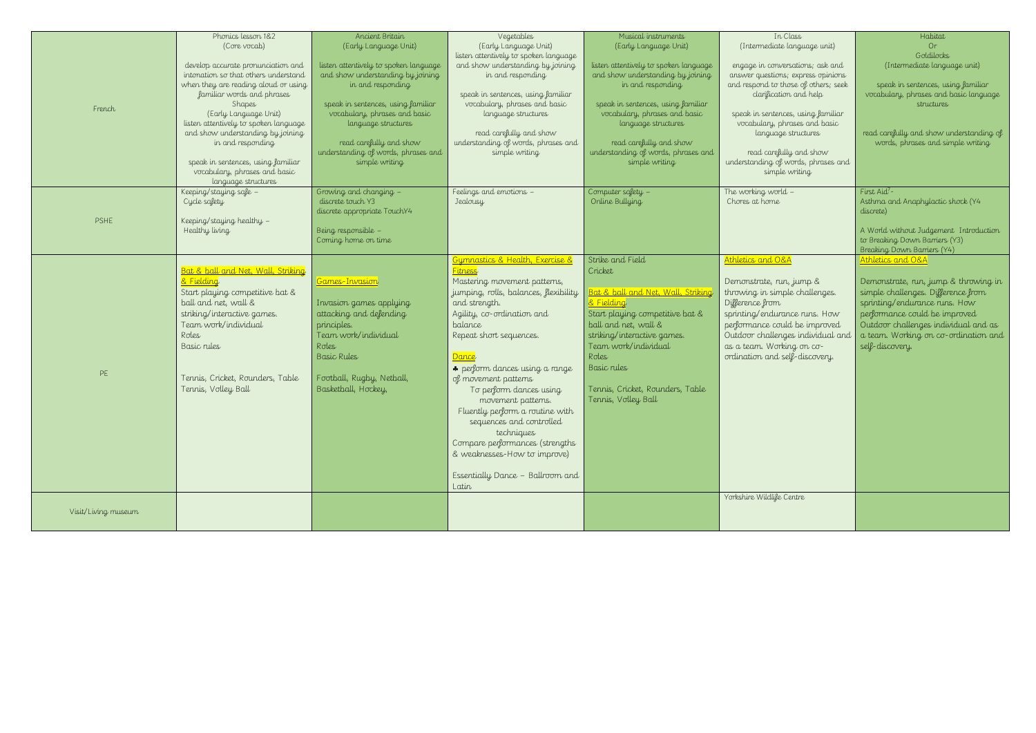| | | | | | | |
|---|---|---|---|---|---|---|
| French | Phonics lesson 1&2 (Core vocab)<br><br>develop accurate pronunciation and intonation so that others understand when they are reading aloud or using familiar words and phrases<br>Shapes (Early Language Unit)<br>listen attentively to spoken language and show understanding by joining in and responding<br><br>speak in sentences, using familiar vocabulary, phrases and basic language structures | Ancient Britain (Early Language Unit)<br><br>listen attentively to spoken language and show understanding by joining in and responding<br><br>speak in sentences, using familiar vocabulary, phrases and basic language structures<br><br>read carefully and show understanding of words, phrases and simple writing | Vegetables (Early Language Unit)<br>listen attentively to spoken language and show understanding by joining in and responding<br><br>speak in sentences, using familiar vocabulary, phrases and basic language structures<br><br>read carefully and show understanding of words, phrases and simple writing | Musical instruments (Early Language Unit)<br><br>listen attentively to spoken language and show understanding by joining in and responding<br><br>speak in sentences, using familiar vocabulary, phrases and basic language structures<br><br>read carefully and show understanding of words, phrases and simple writing | In Class (Intermediate language unit)<br><br>engage in conversations; ask and answer questions; express opinions and respond to those of others; seek clarification and help<br><br>speak in sentences, using familiar vocabulary, phrases and basic language structures<br><br>read carefully and show understanding of words, phrases and simple writing | Habitat<br>Or<br>Goldilocks (Intermediate language unit)<br><br>speak in sentences, using familiar vocabulary, phrases and basic language structures<br><br>read carefully and show understanding of words, phrases and simple writing |
| PSHE | Keeping/staying safe – Cycle safety<br><br>Keeping/staying healthy – Healthy living | Growing and changing – discrete touch Y3<br>discrete appropriate TouchY4<br><br>Being responsible – Coming home on time | Feelings and emotions – Jealousy | Computer safety – Online Bullying | The working world – Chores at home | First Aid – Asthma and Anaphylactic shock (Y4 discrete)<br><br>A World without Judgement Introduction to Breaking Down Barriers (Y3)<br>Breaking Down Barriers (Y4) |
| PE | Bat & ball and Net, Wall, Striking & Fielding<br>Start playing competitive bat & ball and net, wall & striking/interactive games.<br>Team work/individual<br>Roles<br>Basic rules<br><br>Tennis, Cricket, Rounders, Table Tennis, Volley Ball | Games-Invasion<br><br>Invasion games applying attacking and defending principles.<br>Team work/individual<br>Roles<br>Basic Rules<br><br>Football, Rugby, Netball, Basketball, Hockey, | Gymnastics & Health, Exercise & Fitness<br>Mastering movement patterns, jumping, rolls, balances, flexibility and strength.<br>Agility, co-ordination and balance<br>Repeat short sequences.<br><br>Dance<br>♣ perform dances using a range of movement patterns<br>To perform dances using movement patterns.<br>Fluently perform a routine with sequences and controlled techniques<br>Compare performances (strengths & weaknesses-How to improve)<br><br>Essentially Dance – Ballroom and Latin | Strike and Field<br>Cricket<br><br>Bat & ball and Net, Wall, Striking & Fielding<br>Start playing competitive bat & ball and net, wall & striking/interactive games.<br>Team work/individual<br>Roles<br>Basic rules<br><br>Tennis, Cricket, Rounders, Table Tennis, Volley Ball | Athletics and O&A<br><br>Demonstrate, run, jump & throwing in simple challenges. Difference from sprinting/endurance runs. How performance could be improved Outdoor challenges individual and as a team. Working on co-ordination and self-discovery. | Athletics and O&A<br><br>Demonstrate, run, jump & throwing in simple challenges. Difference from sprinting/endurance runs. How performance could be improved Outdoor challenges individual and as a team. Working on co-ordination and self-discovery. |
| Visit/Living museum | | | | | Yorkshire Wildlife Centre | |